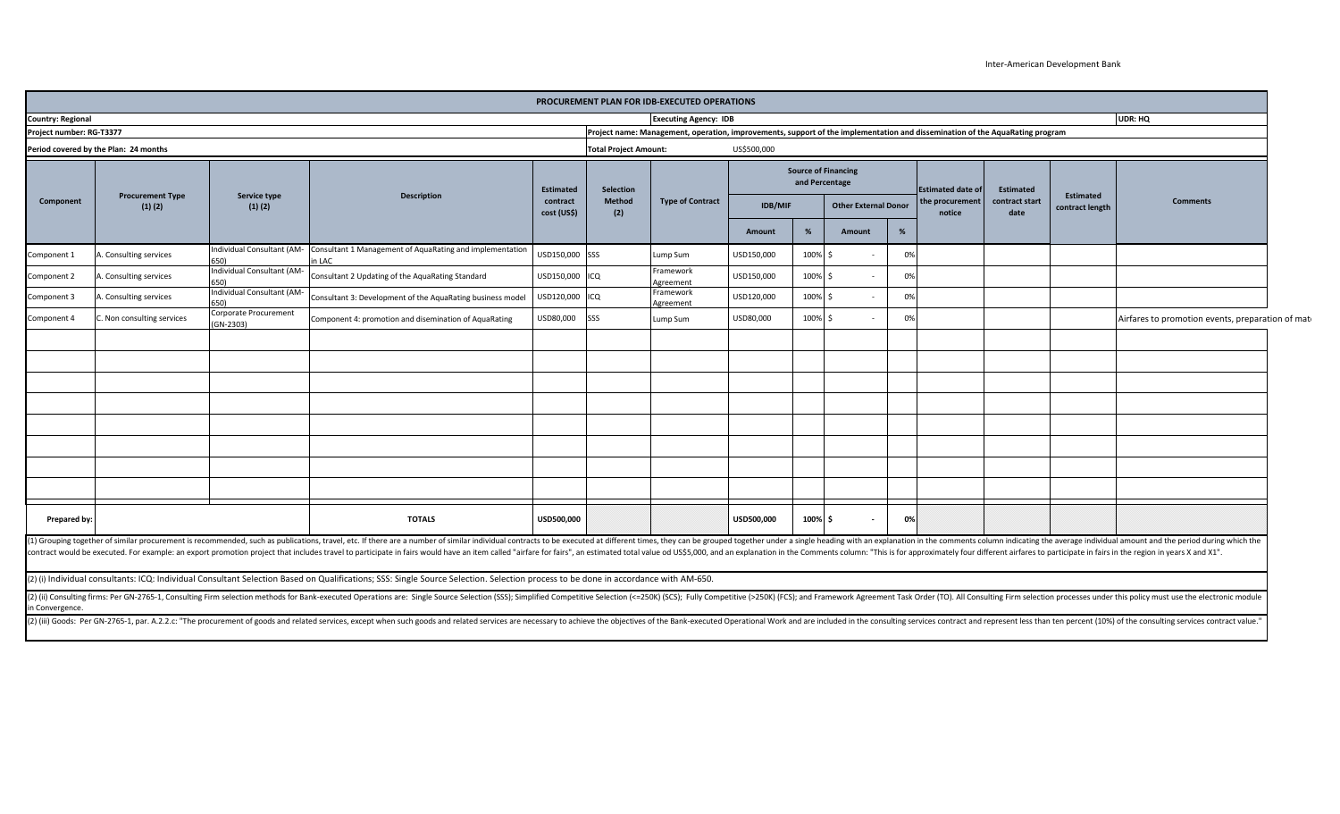Inter-American Development Bank

# PROCUREMENT PLAN FOR IDB-EXECUTED OPERATIONS

**Country:** Regional | **Executing Agency:** IDB | **UDR:** HQ

**Project number:** RG-T3377 | **Project name:** Management, operation, improvements, support of the implementation and dissemination of the AquaRating program

**Period covered by the Plan:** 24 months | **Total Project Amount:** US$500,000

| Component | Procurement Type (1) (2) | Service type (1) (2) | Description | Estimated contract cost (US$) | Selection Method (2) | Type of Contract | Source of Financing and Percentage | | | | Estimated date of the procurement notice | Estimated contract start date | Estimated contract length | Comments |
|---|---|---|---|---|---|---|---|---|---|---|---|---|---|---|
| | | | | | | | IDB/MIF | | Other External Donor | | | | | |
| | | | | | | | Amount | % | Amount | % | | | | |
| Component 1 | A. Consulting services | Individual Consultant (AM-650) | Consultant 1 Management of AquaRating and implementation in LAC | USD150,000 | SSS | Lump Sum | USD150,000 | 100% | $ - | 0% | | | | |
| Component 2 | A. Consulting services | Individual Consultant (AM-650) | Consultant 2 Updating of the AquaRating Standard | USD150,000 | ICQ | Framework Agreement | USD150,000 | 100% | $ - | 0% | | | | |
| Component 3 | A. Consulting services | Individual Consultant (AM-650) | Consultant 3: Development of the AquaRating business model | USD120,000 | ICQ | Framework Agreement | USD120,000 | 100% | $ - | 0% | | | | |
| Component 4 | C. Non consulting services | Corporate Procurement (GN-2303) | Component 4: promotion and disemination of AquaRating | USD80,000 | SSS | Lump Sum | USD80,000 | 100% | $ - | 0% | | | | Airfares to promotion events, preparation of mat |
| **Prepared by:** | | | **TOTALS** | **USD500,000** | | | **USD500,000** | **100%** | **$ -** | **0%** | | | | |

(1) Grouping together of similar procurement is recommended, such as publications, travel, etc. If there are a number of similar individual contracts to be executed at different times, they can be grouped together under a single heading with an explanation in the comments column indicating the average individual amount and the period during which the contract would be executed. For example: an export promotion project that includes travel to participate in fairs would have an item called "airfare for fairs", an estimated total value od US$5,000, and an explanation in the Comments column: "This is for approximately four different airfares to participate in fairs in the region in years X and X1".

(2) (i) Individual consultants: ICQ: Individual Consultant Selection Based on Qualifications; SSS: Single Source Selection. Selection process to be done in accordance with AM-650.

(2) (ii) Consulting firms: Per GN-2765-1, Consulting Firm selection methods for Bank-executed Operations are: Single Source Selection (SSS); Simplified Competitive Selection (<=250K) (SCS); Fully Competitive (>250K) (FCS); and Framework Agreement Task Order (TO). All Consulting Firm selection processes under this policy must use the electronic module in Convergence.

(2) (iii) Goods: Per GN-2765-1, par. A.2.2.c: "The procurement of goods and related services, except when such goods and related services are necessary to achieve the objectives of the Bank-executed Operational Work and are included in the consulting services contract and represent less than ten percent (10%) of the consulting services contract value."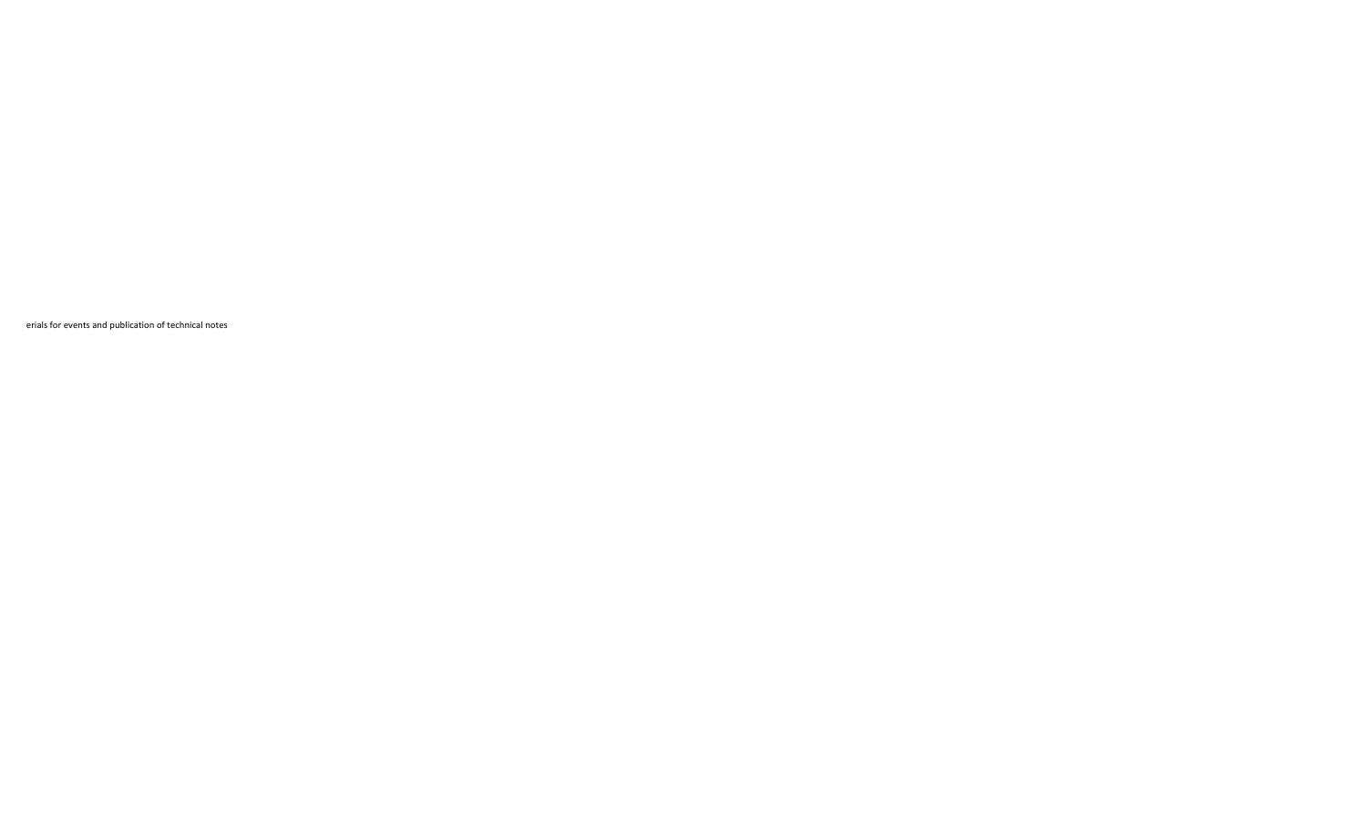erials for events and publication of technical notes